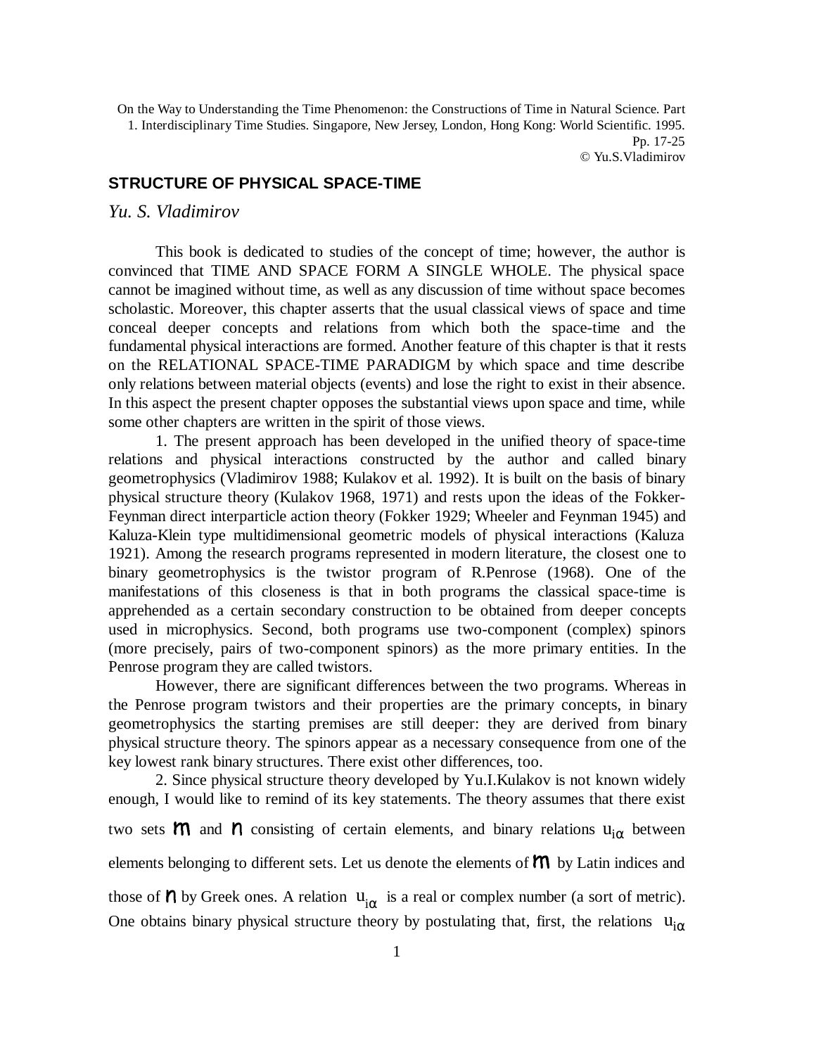On the Way to Understanding the Time Phenomenon: the Constructions of Time in Natural Science. Part 1. Interdisciplinary Time Studies. Singapore, New Jersey, London, Hong Kong: World Scientific. 1995. Pp. 17-25
© Yu.S.Vladimirov

## STRUCTURE OF PHYSICAL SPACE-TIME

*Yu. S. Vladimirov*

This book is dedicated to studies of the concept of time; however, the author is convinced that TIME AND SPACE FORM A SINGLE WHOLE. The physical space cannot be imagined without time, as well as any discussion of time without space becomes scholastic. Moreover, this chapter asserts that the usual classical views of space and time conceal deeper concepts and relations from which both the space-time and the fundamental physical interactions are formed. Another feature of this chapter is that it rests on the RELATIONAL SPACE-TIME PARADIGM by which space and time describe only relations between material objects (events) and lose the right to exist in their absence. In this aspect the present chapter opposes the substantial views upon space and time, while some other chapters are written in the spirit of those views.

1. The present approach has been developed in the unified theory of space-time relations and physical interactions constructed by the author and called binary geometrophysics (Vladimirov 1988; Kulakov et al. 1992). It is built on the basis of binary physical structure theory (Kulakov 1968, 1971) and rests upon the ideas of the Fokker-Feynman direct interparticle action theory (Fokker 1929; Wheeler and Feynman 1945) and Kaluza-Klein type multidimensional geometric models of physical interactions (Kaluza 1921). Among the research programs represented in modern literature, the closest one to binary geometrophysics is the twistor program of R.Penrose (1968). One of the manifestations of this closeness is that in both programs the classical space-time is apprehended as a certain secondary construction to be obtained from deeper concepts used in microphysics. Second, both programs use two-component (complex) spinors (more precisely, pairs of two-component spinors) as the more primary entities. In the Penrose program they are called twistors.

However, there are significant differences between the two programs. Whereas in the Penrose program twistors and their properties are the primary concepts, in binary geometrophysics the starting premises are still deeper: they are derived from binary physical structure theory. The spinors appear as a necessary consequence from one of the key lowest rank binary structures. There exist other differences, too.

2. Since physical structure theory developed by Yu.I.Kulakov is not known widely enough, I would like to remind of its key statements. The theory assumes that there exist two sets $\mathfrak{m}$ and $\mathfrak{n}$ consisting of certain elements, and binary relations $u_{i\alpha}$ between elements belonging to different sets. Let us denote the elements of $\mathfrak{m}$ by Latin indices and those of $\mathfrak{n}$ by Greek ones. A relation $u_{i\alpha}$ is a real or complex number (a sort of metric). One obtains binary physical structure theory by postulating that, first, the relations $u_{i\alpha}$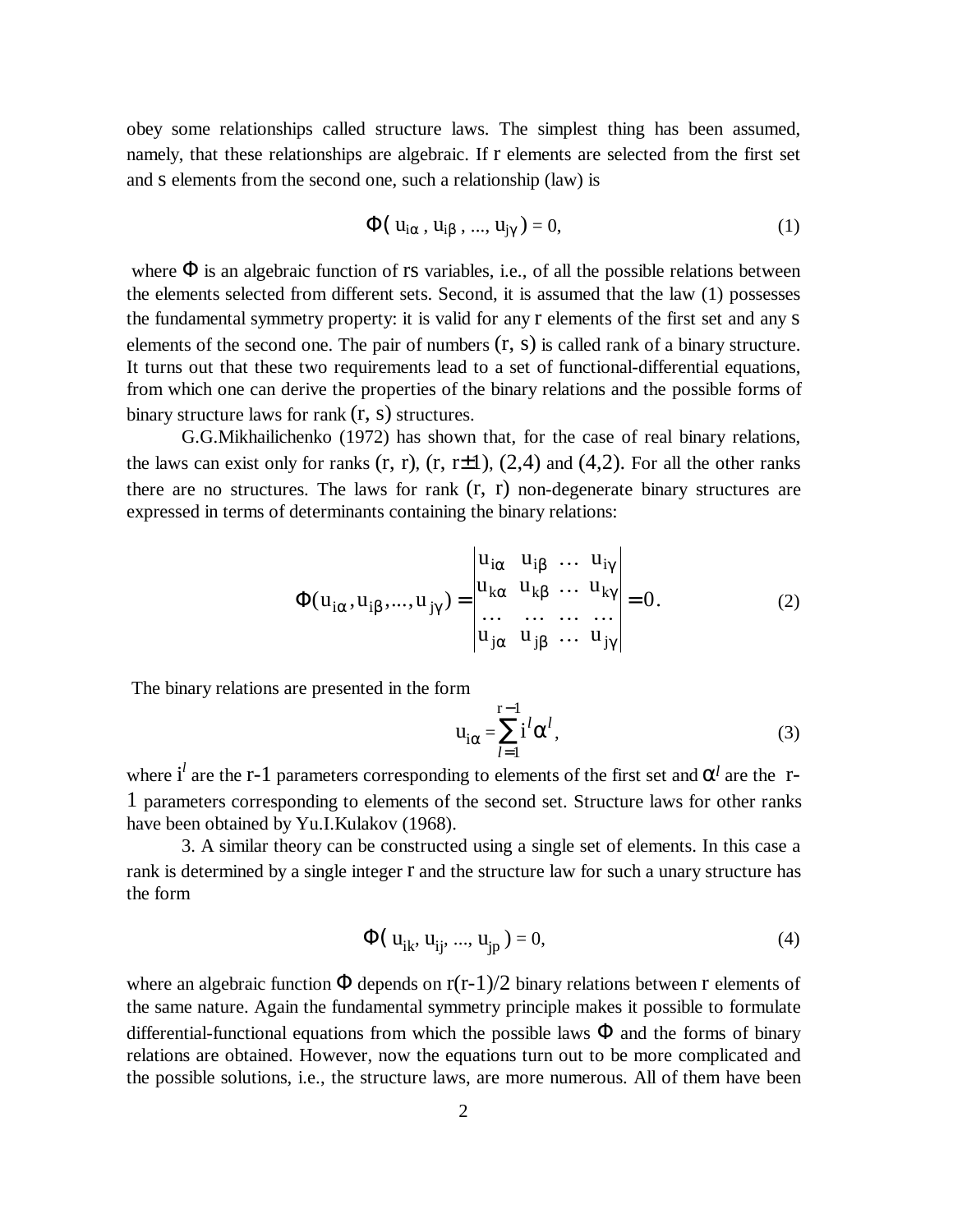obey some relationships called structure laws. The simplest thing has been assumed, namely, that these relationships are algebraic. If $r$ elements are selected from the first set and $s$ elements from the second one, such a relationship (law) is

$$\Phi( u_{i\alpha} , u_{i\beta} , ..., u_{j\gamma} ) = 0, \tag{1}$$

where $\Phi$ is an algebraic function of $rs$ variables, i.e., of all the possible relations between the elements selected from different sets. Second, it is assumed that the law (1) possesses the fundamental symmetry property: it is valid for any $r$ elements of the first set and any $s$ elements of the second one. The pair of numbers $(r, s)$ is called rank of a binary structure. It turns out that these two requirements lead to a set of functional-differential equations, from which one can derive the properties of the binary relations and the possible forms of binary structure laws for rank $(r, s)$ structures.

G.G.Mikhailichenko (1972) has shown that, for the case of real binary relations, the laws can exist only for ranks $(r, r)$, $(r, r\pm 1)$, $(2,4)$ and $(4,2)$. For all the other ranks there are no structures. The laws for rank $(r, r)$ non-degenerate binary structures are expressed in terms of determinants containing the binary relations:

$$\Phi(u_{i\alpha}, u_{i\beta}, ..., u_{j\gamma}) = \begin{vmatrix} u_{i\alpha} & u_{i\beta} & \dots & u_{i\gamma} \\ u_{k\alpha} & u_{k\beta} & \dots & u_{k\gamma} \\ \dots & \dots & \dots & \dots \\ u_{j\alpha} & u_{j\beta} & \dots & u_{j\gamma} \end{vmatrix} = 0. \tag{2}$$

The binary relations are presented in the form

$$u_{i\alpha} = \sum_{l=1}^{r-1} i^l \alpha^l , \tag{3}$$

where $i^l$ are the $r$-1 parameters corresponding to elements of the first set and $\alpha^l$ are the $r$-1 parameters corresponding to elements of the second set. Structure laws for other ranks have been obtained by Yu.I.Kulakov (1968).

3. A similar theory can be constructed using a single set of elements. In this case a rank is determined by a single integer $r$ and the structure law for such a unary structure has the form

$$\Phi( u_{ik}, u_{ij}, ..., u_{jp} ) = 0, \tag{4}$$

where an algebraic function $\Phi$ depends on $r(r-1)/2$ binary relations between $r$ elements of the same nature. Again the fundamental symmetry principle makes it possible to formulate differential-functional equations from which the possible laws $\Phi$ and the forms of binary relations are obtained. However, now the equations turn out to be more complicated and the possible solutions, i.e., the structure laws, are more numerous. All of them have been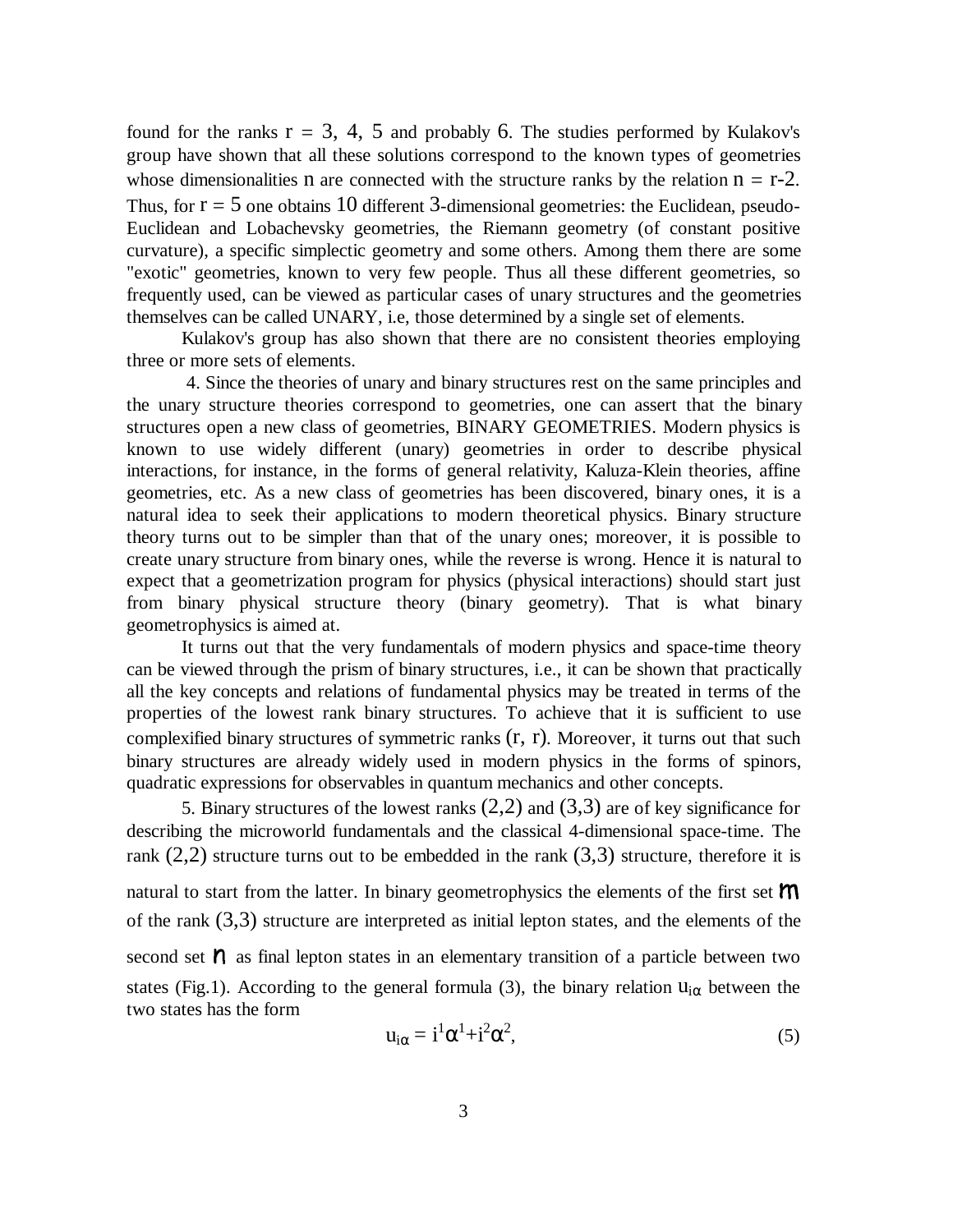found for the ranks $r = 3, 4, 5$ and probably 6. The studies performed by Kulakov's group have shown that all these solutions correspond to the known types of geometries whose dimensionalities $n$ are connected with the structure ranks by the relation $n = r\text{-}2$. Thus, for $r = 5$ one obtains 10 different 3-dimensional geometries: the Euclidean, pseudo-Euclidean and Lobachevsky geometries, the Riemann geometry (of constant positive curvature), a specific simplectic geometry and some others. Among them there are some "exotic" geometries, known to very few people. Thus all these different geometries, so frequently used, can be viewed as particular cases of unary structures and the geometries themselves can be called UNARY, i.e, those determined by a single set of elements.

Kulakov's group has also shown that there are no consistent theories employing three or more sets of elements.

4. Since the theories of unary and binary structures rest on the same principles and the unary structure theories correspond to geometries, one can assert that the binary structures open a new class of geometries, BINARY GEOMETRIES. Modern physics is known to use widely different (unary) geometries in order to describe physical interactions, for instance, in the forms of general relativity, Kaluza-Klein theories, affine geometries, etc. As a new class of geometries has been discovered, binary ones, it is a natural idea to seek their applications to modern theoretical physics. Binary structure theory turns out to be simpler than that of the unary ones; moreover, it is possible to create unary structure from binary ones, while the reverse is wrong. Hence it is natural to expect that a geometrization program for physics (physical interactions) should start just from binary physical structure theory (binary geometry). That is what binary geometrophysics is aimed at.

It turns out that the very fundamentals of modern physics and space-time theory can be viewed through the prism of binary structures, i.e., it can be shown that practically all the key concepts and relations of fundamental physics may be treated in terms of the properties of the lowest rank binary structures. To achieve that it is sufficient to use complexified binary structures of symmetric ranks $(r, r)$. Moreover, it turns out that such binary structures are already widely used in modern physics in the forms of spinors, quadratic expressions for observables in quantum mechanics and other concepts.

5. Binary structures of the lowest ranks $(2,2)$ and $(3,3)$ are of key significance for describing the microworld fundamentals and the classical 4-dimensional space-time. The rank $(2,2)$ structure turns out to be embedded in the rank $(3,3)$ structure, therefore it is natural to start from the latter. In binary geometrophysics the elements of the first set $\mathfrak{M}$ of the rank $(3,3)$ structure are interpreted as initial lepton states, and the elements of the second set $\mathfrak{N}$ as final lepton states in an elementary transition of a particle between two states (Fig.1). According to the general formula (3), the binary relation $u_{i\alpha}$ between the two states has the form

$$u_{i\alpha} = i^1\alpha^1 + i^2\alpha^2, \qquad (5)$$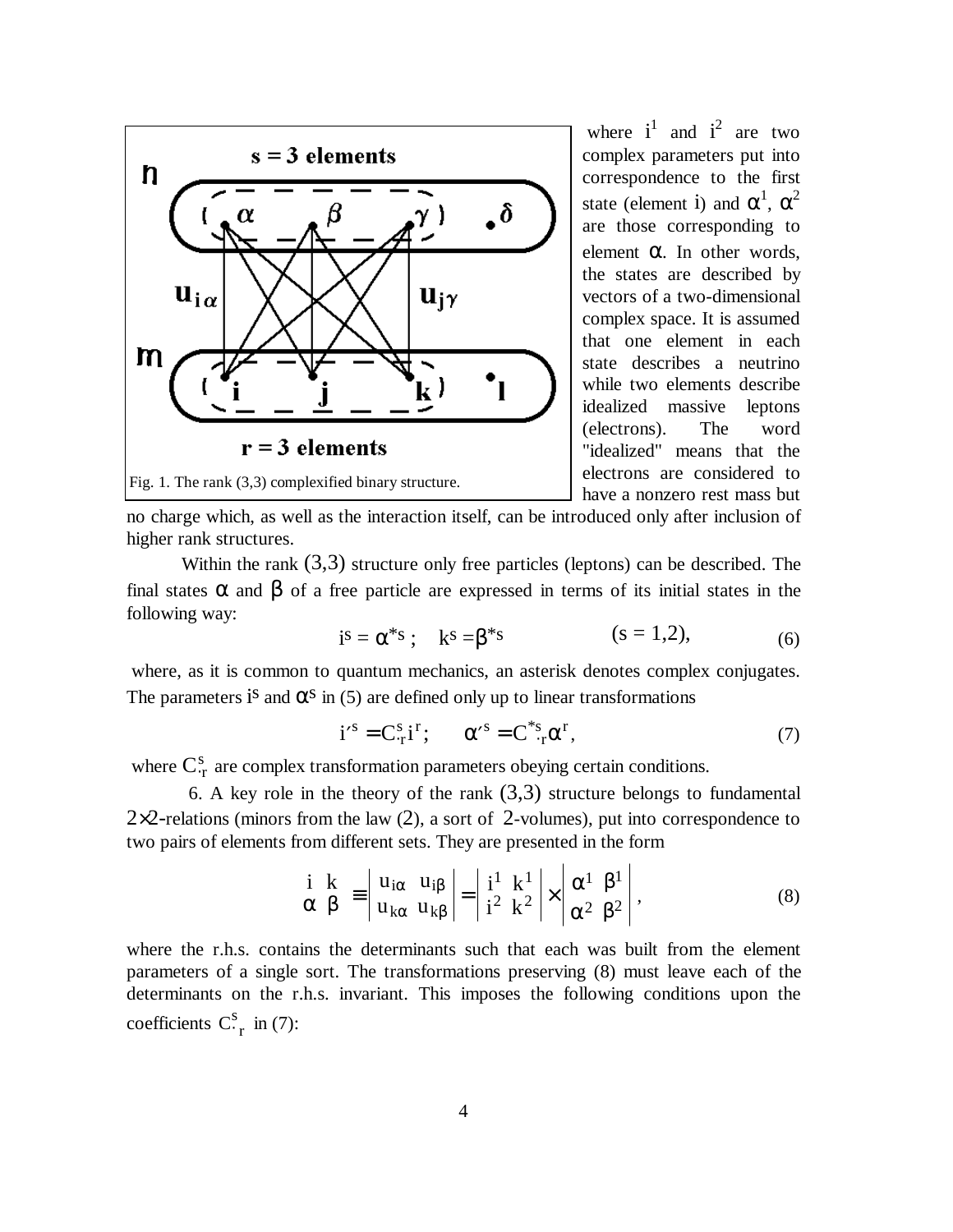Fig. 1. The rank (3,3) complexified binary structure.

where $i^1$ and $i^2$ are two complex parameters put into correspondence to the first state (element $i$) and $\alpha^1$, $\alpha^2$ are those corresponding to element $\alpha$. In other words, the states are described by vectors of a two-dimensional complex space. It is assumed that one element in each state describes a neutrino while two elements describe idealized massive leptons (electrons). The word "idealized" means that the electrons are considered to have a nonzero rest mass but no charge which, as well as the interaction itself, can be introduced only after inclusion of higher rank structures.

Within the rank $(3,3)$ structure only free particles (leptons) can be described. The final states $\alpha$ and $\beta$ of a free particle are expressed in terms of its initial states in the following way:

$$i^s = \alpha^{*s}; \quad k^s = \beta^{*s} \qquad (s = 1,2), \tag{6}$$

where, as it is common to quantum mechanics, an asterisk denotes complex conjugates. The parameters $i^s$ and $\alpha^s$ in (5) are defined only up to linear transformations

$$i'^s = C^s_{\cdot r} i^r; \qquad \alpha'^s = C^{*s}_{\cdot r} \alpha^r, \tag{7}$$

where $C^s_{\cdot r}$ are complex transformation parameters obeying certain conditions.

6. A key role in the theory of the rank $(3,3)$ structure belongs to fundamental $2\times 2$-relations (minors from the law $(2)$, a sort of $2$-volumes), put into correspondence to two pairs of elements from different sets. They are presented in the form

$$\begin{bmatrix} i & k \\ \alpha & \beta \end{bmatrix} \equiv \begin{vmatrix} u_{i\alpha} & u_{i\beta} \\ u_{k\alpha} & u_{k\beta} \end{vmatrix} = \begin{vmatrix} i^1 & k^1 \\ i^2 & k^2 \end{vmatrix} \times \begin{vmatrix} \alpha^1 & \beta^1 \\ \alpha^2 & \beta^2 \end{vmatrix}, \tag{8}$$

where the r.h.s. contains the determinants such that each was built from the element parameters of a single sort. The transformations preserving (8) must leave each of the determinants on the r.h.s. invariant. This imposes the following conditions upon the coefficients $C^s_{\cdot r}$ in (7):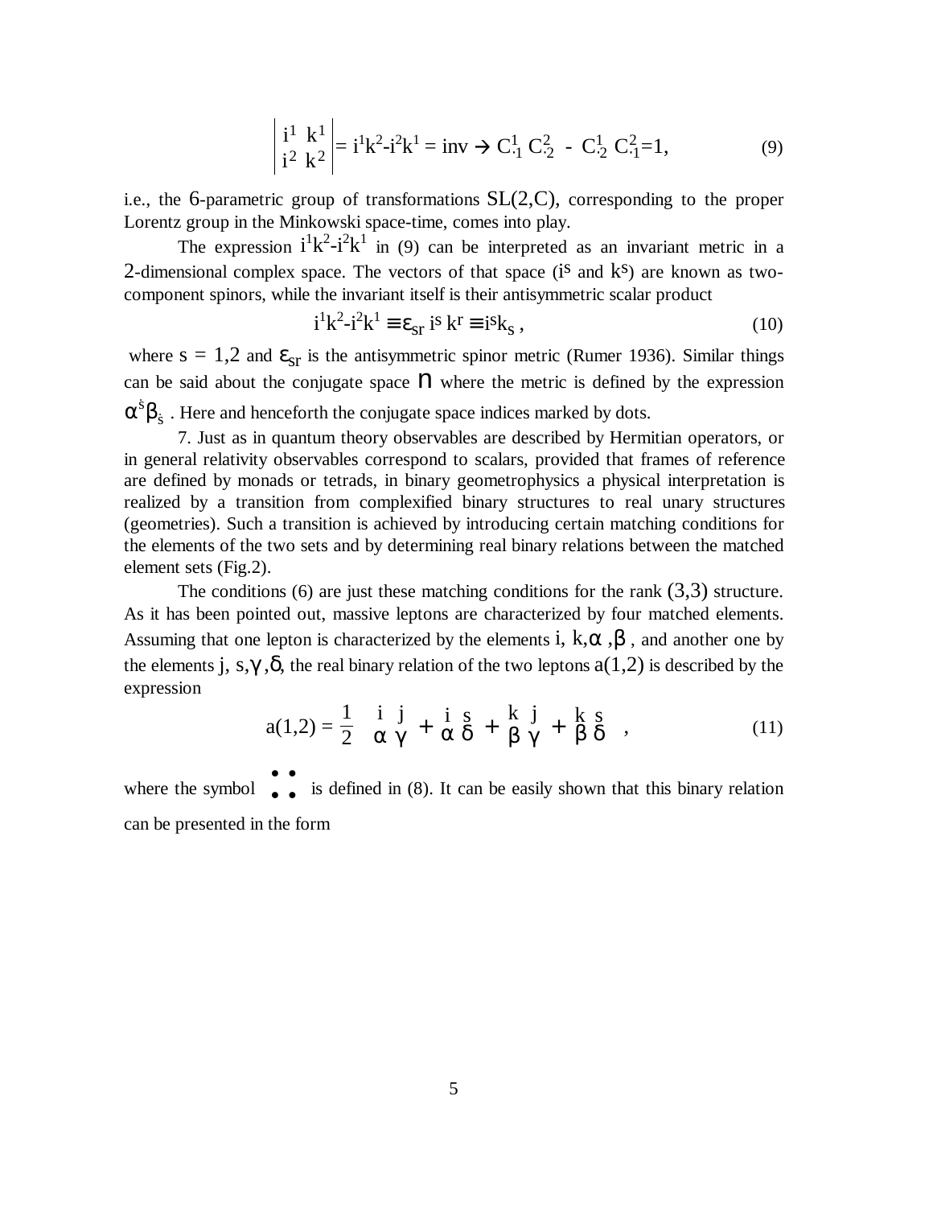$$\begin{vmatrix} i^1 & k^1 \\ i^2 & k^2 \end{vmatrix} = i^1k^2\text{-}i^2k^1 = \text{inv} \rightarrow C^1_{\cdot 1}\, C^2_{\cdot 2} \;-\; C^1_{\cdot 2}\, C^2_{\cdot 1} = 1, \tag{9}$$

i.e., the 6-parametric group of transformations $SL(2,C)$, corresponding to the proper Lorentz group in the Minkowski space-time, comes into play.

The expression $i^1k^2\text{-}i^2k^1$ in (9) can be interpreted as an invariant metric in a 2-dimensional complex space. The vectors of that space ($i^s$ and $k^s$) are known as two-component spinors, while the invariant itself is their antisymmetric scalar product

$$i^1k^2\text{-}i^2k^1 \equiv \varepsilon_{sr}\, i^s\, k^r \equiv i^s k_s\,, \tag{10}$$

where $s = 1,2$ and $\varepsilon_{sr}$ is the antisymmetric spinor metric (Rumer 1936). Similar things can be said about the conjugate space $\mathfrak{N}$ where the metric is defined by the expression $\alpha^{\dot{s}}\beta_{\dot{s}}$ . Here and henceforth the conjugate space indices marked by dots.

7. Just as in quantum theory observables are described by Hermitian operators, or in general relativity observables correspond to scalars, provided that frames of reference are defined by monads or tetrads, in binary geometrophysics a physical interpretation is realized by a transition from complexified binary structures to real unary structures (geometries). Such a transition is achieved by introducing certain matching conditions for the elements of the two sets and by determining real binary relations between the matched element sets (Fig.2).

The conditions (6) are just these matching conditions for the rank $(3,3)$ structure. As it has been pointed out, massive leptons are characterized by four matched elements. Assuming that one lepton is characterized by the elements $i,\ k, \alpha\ ,\beta$ , and another one by the elements $j,\ s, \gamma\ ,\delta$, the real binary relation of the two leptons $a(1,2)$ is described by the expression

$$a(1,2) = \frac{1}{2}\left( \begin{matrix} i & j \\ \alpha & \gamma \end{matrix} + \begin{matrix} i & s \\ \alpha & \delta \end{matrix} + \begin{matrix} k & j \\ \beta & \gamma \end{matrix} + \begin{matrix} k & s \\ \beta & \delta \end{matrix} \right), \tag{11}$$

where the symbol $\begin{matrix} \bullet & \bullet \\ \bullet & \bullet \end{matrix}$ is defined in (8). It can be easily shown that this binary relation can be presented in the form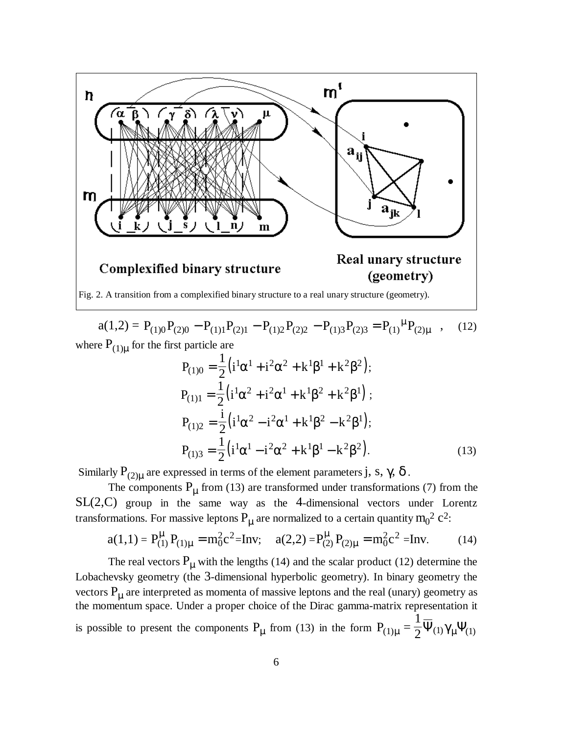Fig. 2. A transition from a complexified binary structure to a real unary structure (geometry).

$$a(1,2) = P_{(1)0}P_{(2)0} - P_{(1)1}P_{(2)1} - P_{(1)2}P_{(2)2} - P_{(1)3}P_{(2)3} = P_{(1)}{}^{\mu}P_{(2)\mu} \quad , \qquad (12)$$

where $P_{(1)\mu}$ for the first particle are

$$P_{(1)0} = \frac{1}{2}\left(i^1\alpha^1 + i^2\alpha^2 + k^1\beta^1 + k^2\beta^2\right);$$
$$P_{(1)1} = \frac{1}{2}\left(i^1\alpha^2 + i^2\alpha^1 + k^1\beta^2 + k^2\beta^1\right);$$
$$P_{(1)2} = \frac{i}{2}\left(i^1\alpha^2 - i^2\alpha^1 + k^1\beta^2 - k^2\beta^1\right);$$
$$P_{(1)3} = \frac{1}{2}\left(i^1\alpha^1 - i^2\alpha^2 + k^1\beta^1 - k^2\beta^2\right). \qquad (13)$$

Similarly $P_{(2)\mu}$ are expressed in terms of the element parameters $j$, $s$, $\gamma$, $\delta$.

The components $P_\mu$ from (13) are transformed under transformations (7) from the $SL(2,C)$ group in the same way as the 4-dimensional vectors under Lorentz transformations. For massive leptons $P_\mu$ are normalized to a certain quantity $m_0^2 c^2$:

$$a(1,1) = P_{(1)}^{\mu} P_{(1)\mu} = m_0^2 c^2 = \text{Inv}; \quad a(2,2) = P_{(2)}^{\mu} P_{(2)\mu} = m_0^2 c^2 = \text{Inv}. \qquad (14)$$

The real vectors $P_\mu$ with the lengths (14) and the scalar product (12) determine the Lobachevsky geometry (the 3-dimensional hyperbolic geometry). In binary geometry the vectors $P_\mu$ are interpreted as momenta of massive leptons and the real (unary) geometry as the momentum space. Under a proper choice of the Dirac gamma-matrix representation it is possible to present the components $P_\mu$ from (13) in the form $P_{(1)\mu} = \frac{1}{2}\overline{\Psi}_{(1)}\gamma_\mu\Psi_{(1)}$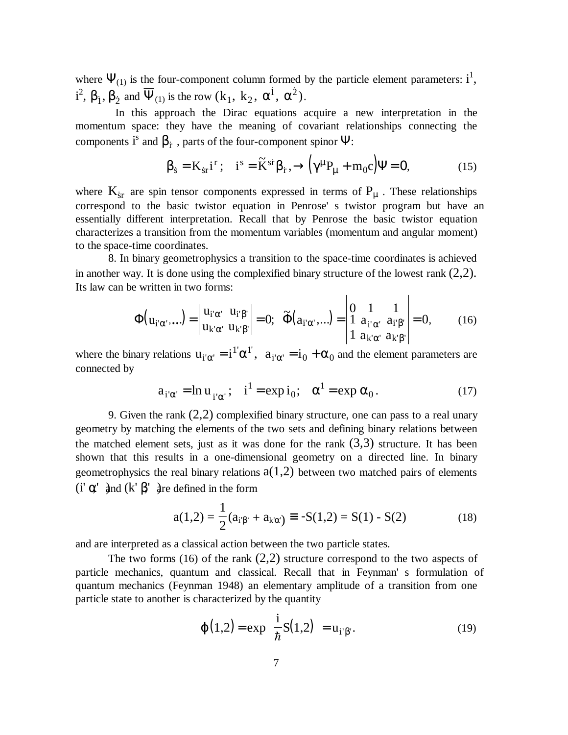where $\Psi_{(1)}$ is the four-component column formed by the particle element parameters: $i^1$, $i^2$, $\beta_{\dot{1}}$, $\beta_{\dot{2}}$ and $\overline{\Psi}_{(1)}$ is the row $(k_1,\ k_2,\ \alpha^{\dot{1}},\ \alpha^{\dot{2}})$.

In this approach the Dirac equations acquire a new interpretation in the momentum space: they have the meaning of covariant relationships connecting the components $i^s$ and $\beta_{\dot{r}}$ , parts of the four-component spinor $\Psi$:

$$\beta_{\dot{s}} = K_{\dot{s}r} i^r ; \quad i^s = \tilde{K}^{s\dot{r}} \beta_{\dot{r}}, \rightarrow \left(\gamma^\mu P_\mu + m_0 c\right)\Psi = 0, \tag{15}$$

where $K_{\dot{s}r}$ are spin tensor components expressed in terms of $P_\mu$ . These relationships correspond to the basic twistor equation in Penrose' s twistor program but have an essentially different interpretation. Recall that by Penrose the basic twistor equation characterizes a transition from the momentum variables (momentum and angular moment) to the space-time coordinates.

8. In binary geometrophysics a transition to the space-time coordinates is achieved in another way. It is done using the complexified binary structure of the lowest rank $(2,2)$. Its law can be written in two forms:

$$\Phi\left(u_{i'\alpha'},\ldots\right) = \begin{vmatrix} u_{i'\alpha'} & u_{i'\beta'} \\ u_{k'\alpha'} & u_{k'\beta'} \end{vmatrix} = 0; \quad \tilde{\Phi}\left(a_{i'\alpha'},\ldots\right) = \begin{vmatrix} 0 & 1 & 1 \\ 1 & a_{i'\alpha'} & a_{i'\beta'} \\ 1 & a_{k'\alpha'} & a_{k'\beta'} \end{vmatrix} = 0, \tag{16}$$

where the binary relations $u_{i'\alpha'} = i^{1'}\alpha^{1'},\ \ a_{i'\alpha'} = i_0 + \alpha_0$ and the element parameters are connected by

$$a_{i'\alpha'} = \ln u_{i'\alpha'}; \quad i^1 = \exp i_0; \quad \alpha^1 = \exp \alpha_0 . \tag{17}$$

9. Given the rank $(2,2)$ complexified binary structure, one can pass to a real unary geometry by matching the elements of the two sets and defining binary relations between the matched element sets, just as it was done for the rank $(3,3)$ structure. It has been shown that this results in a one-dimensional geometry on a directed line. In binary geometrophysics the real binary relations $a(1,2)$ between two matched pairs of elements $(i'\alpha')$ and $(k'\beta')$ are defined in the form

$$a(1,2) = \frac{1}{2}(a_{i'\beta'} + a_{k'\alpha'}) \equiv -S(1,2) = S(1) - S(2) \tag{18}$$

and are interpreted as a classical action between the two particle states.

The two forms (16) of the rank $(2,2)$ structure correspond to the two aspects of particle mechanics, quantum and classical. Recall that in Feynman' s formulation of quantum mechanics (Feynman 1948) an elementary amplitude of a transition from one particle state to another is characterized by the quantity

$$\varphi\left(1,2\right) = \exp\left(\frac{i}{\hbar} S\left(1,2\right)\right) = u_{i'\beta'}. \tag{19}$$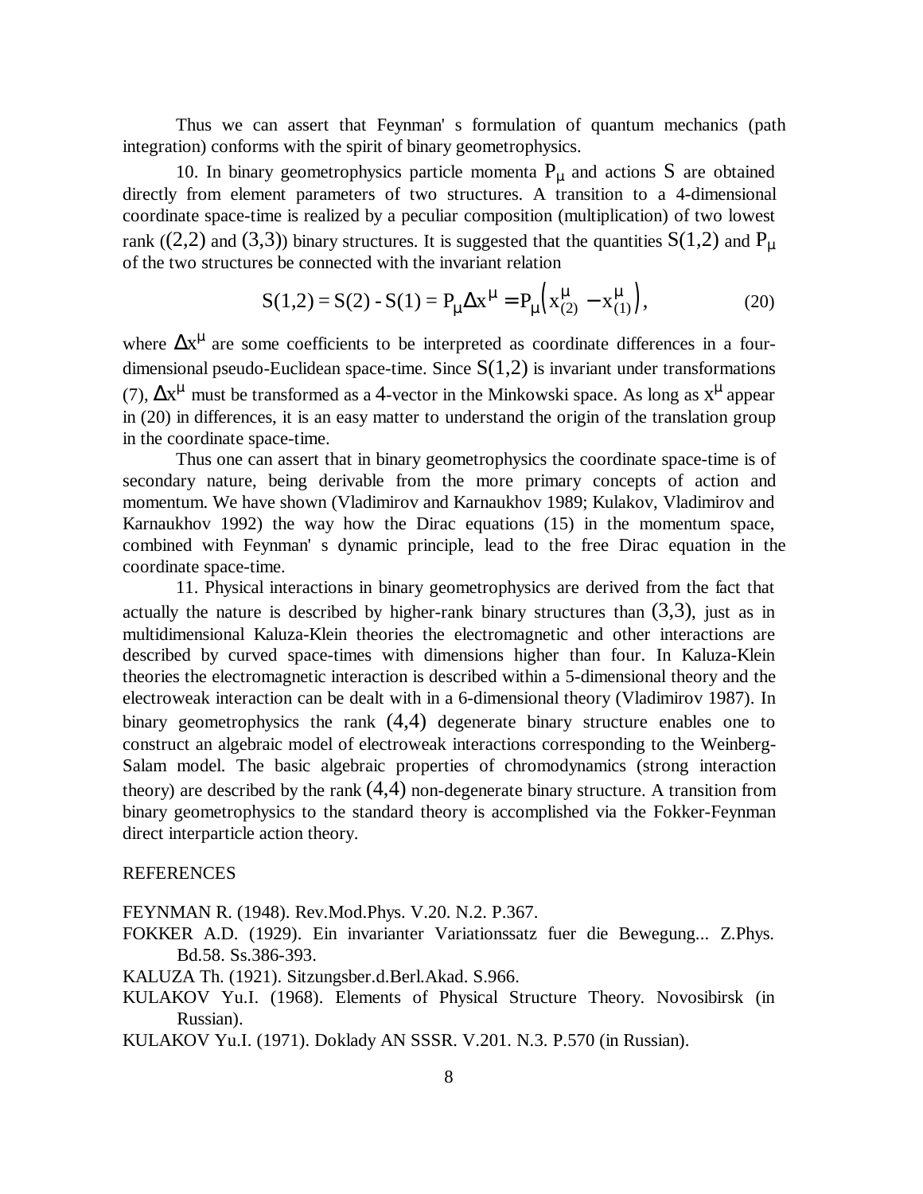Thus we can assert that Feynman' s formulation of quantum mechanics (path integration) conforms with the spirit of binary geometrophysics.

10. In binary geometrophysics particle momenta $P_\mu$ and actions $S$ are obtained directly from element parameters of two structures. A transition to a 4-dimensional coordinate space-time is realized by a peculiar composition (multiplication) of two lowest rank ($(2,2)$ and $(3,3)$) binary structures. It is suggested that the quantities $S(1,2)$ and $P_\mu$ of the two structures be connected with the invariant relation

$$S(1,2) = S(2) - S(1) = P_\mu \Delta x^\mu = P_\mu \left( x^\mu_{(2)} - x^\mu_{(1)} \right), \tag{20}$$

where $\Delta x^\mu$ are some coefficients to be interpreted as coordinate differences in a four-dimensional pseudo-Euclidean space-time. Since $S(1,2)$ is invariant under transformations (7), $\Delta x^\mu$ must be transformed as a $4$-vector in the Minkowski space. As long as $x^\mu$ appear in (20) in differences, it is an easy matter to understand the origin of the translation group in the coordinate space-time.

Thus one can assert that in binary geometrophysics the coordinate space-time is of secondary nature, being derivable from the more primary concepts of action and momentum. We have shown (Vladimirov and Karnaukhov 1989; Kulakov, Vladimirov and Karnaukhov 1992) the way how the Dirac equations (15) in the momentum space, combined with Feynman' s dynamic principle, lead to the free Dirac equation in the coordinate space-time.

11. Physical interactions in binary geometrophysics are derived from the fact that actually the nature is described by higher-rank binary structures than $(3,3)$, just as in multidimensional Kaluza-Klein theories the electromagnetic and other interactions are described by curved space-times with dimensions higher than four. In Kaluza-Klein theories the electromagnetic interaction is described within a 5-dimensional theory and the electroweak interaction can be dealt with in a 6-dimensional theory (Vladimirov 1987). In binary geometrophysics the rank $(4,4)$ degenerate binary structure enables one to construct an algebraic model of electroweak interactions corresponding to the Weinberg-Salam model. The basic algebraic properties of chromodynamics (strong interaction theory) are described by the rank $(4,4)$ non-degenerate binary structure. A transition from binary geometrophysics to the standard theory is accomplished via the Fokker-Feynman direct interparticle action theory.

## REFERENCES

FEYNMAN R. (1948). Rev.Mod.Phys. V.20. N.2. P.367.

FOKKER A.D. (1929). Ein invarianter Variationssatz fuer die Bewegung... Z.Phys. Bd.58. Ss.386-393.

KALUZA Th. (1921). Sitzungsber.d.Berl.Akad. S.966.

KULAKOV Yu.I. (1968). Elements of Physical Structure Theory. Novosibirsk (in Russian).

KULAKOV Yu.I. (1971). Doklady AN SSSR. V.201. N.3. P.570 (in Russian).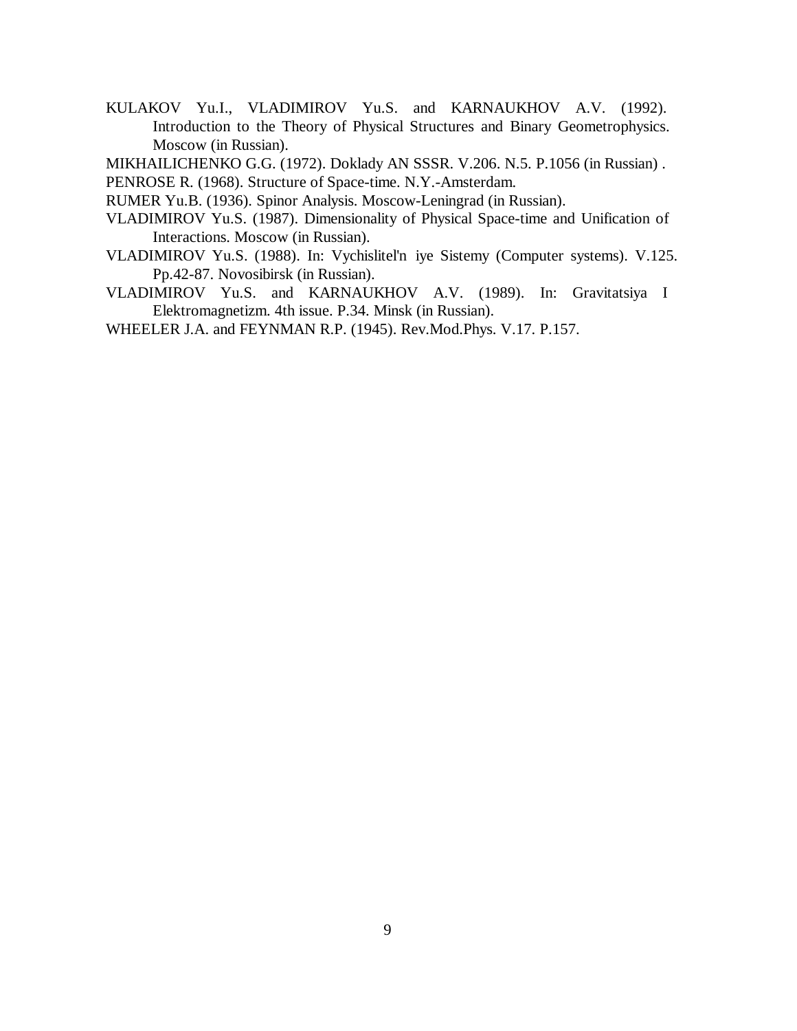KULAKOV Yu.I., VLADIMIROV Yu.S. and KARNAUKHOV A.V. (1992). Introduction to the Theory of Physical Structures and Binary Geometrophysics. Moscow (in Russian).

MIKHAILICHENKO G.G. (1972). Doklady AN SSSR. V.206. N.5. P.1056 (in Russian) .

PENROSE R. (1968). Structure of Space-time. N.Y.-Amsterdam.

RUMER Yu.B. (1936). Spinor Analysis. Moscow-Leningrad (in Russian).

VLADIMIROV Yu.S. (1987). Dimensionality of Physical Space-time and Unification of Interactions. Moscow (in Russian).

VLADIMIROV Yu.S. (1988). In: Vychislitel'n iye Sistemy (Computer systems). V.125. Pp.42-87. Novosibirsk (in Russian).

VLADIMIROV Yu.S. and KARNAUKHOV A.V. (1989). In: Gravitatsiya I Elektromagnetizm. 4th issue. P.34. Minsk (in Russian).

WHEELER J.A. and FEYNMAN R.P. (1945). Rev.Mod.Phys. V.17. P.157.